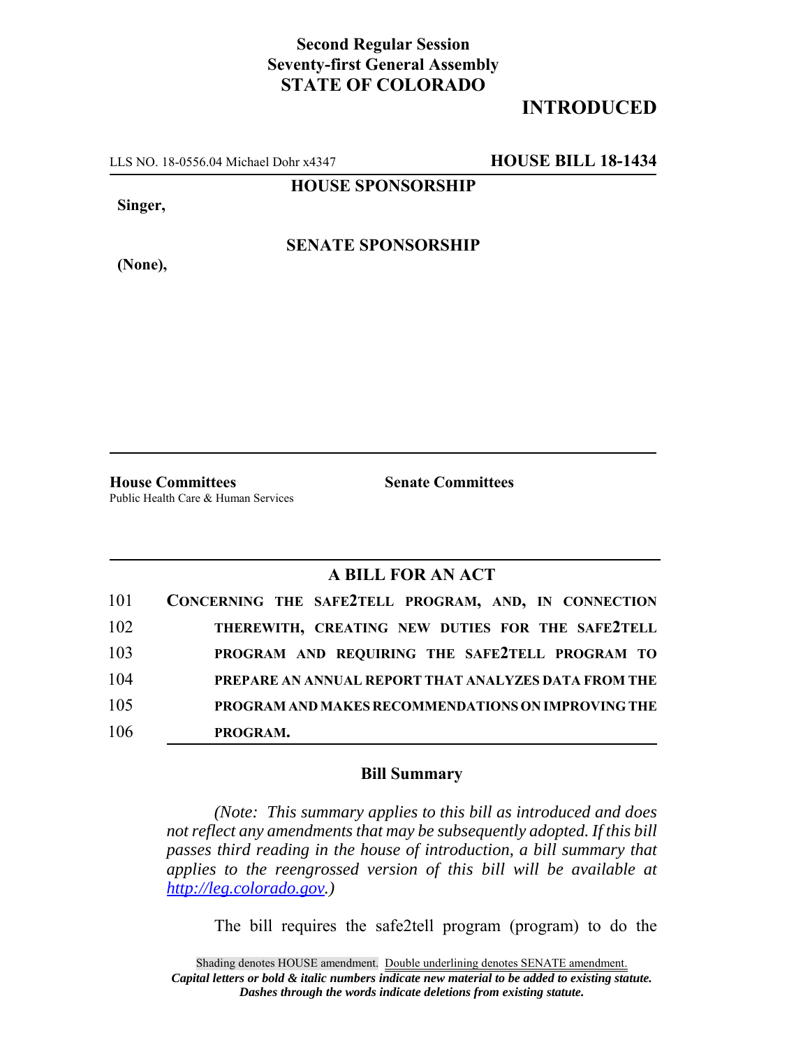**Second Regular Session**
**Seventy-first General Assembly**
**STATE OF COLORADO**

# INTRODUCED

LLS NO. 18-0556.04 Michael Dohr x4347 **HOUSE BILL 18-1434**

**HOUSE SPONSORSHIP**

**Singer,**

**SENATE SPONSORSHIP**

**(None),**

**House Committees**
Public Health Care & Human Services

**Senate Committees**

## A BILL FOR AN ACT

101 **CONCERNING THE SAFE2TELL PROGRAM, AND, IN CONNECTION**
102 **THEREWITH, CREATING NEW DUTIES FOR THE SAFE2TELL**
103 **PROGRAM AND REQUIRING THE SAFE2TELL PROGRAM TO**
104 **PREPARE AN ANNUAL REPORT THAT ANALYZES DATA FROM THE**
105 **PROGRAM AND MAKES RECOMMENDATIONS ON IMPROVING THE**
106 **PROGRAM.**

### Bill Summary

*(Note: This summary applies to this bill as introduced and does not reflect any amendments that may be subsequently adopted. If this bill passes third reading in the house of introduction, a bill summary that applies to the reengrossed version of this bill will be available at http://leg.colorado.gov.)*

The bill requires the safe2tell program (program) to do the

Shading denotes HOUSE amendment. Double underlining denotes SENATE amendment.
***Capital letters or bold & italic numbers indicate new material to be added to existing statute.***
***Dashes through the words indicate deletions from existing statute.***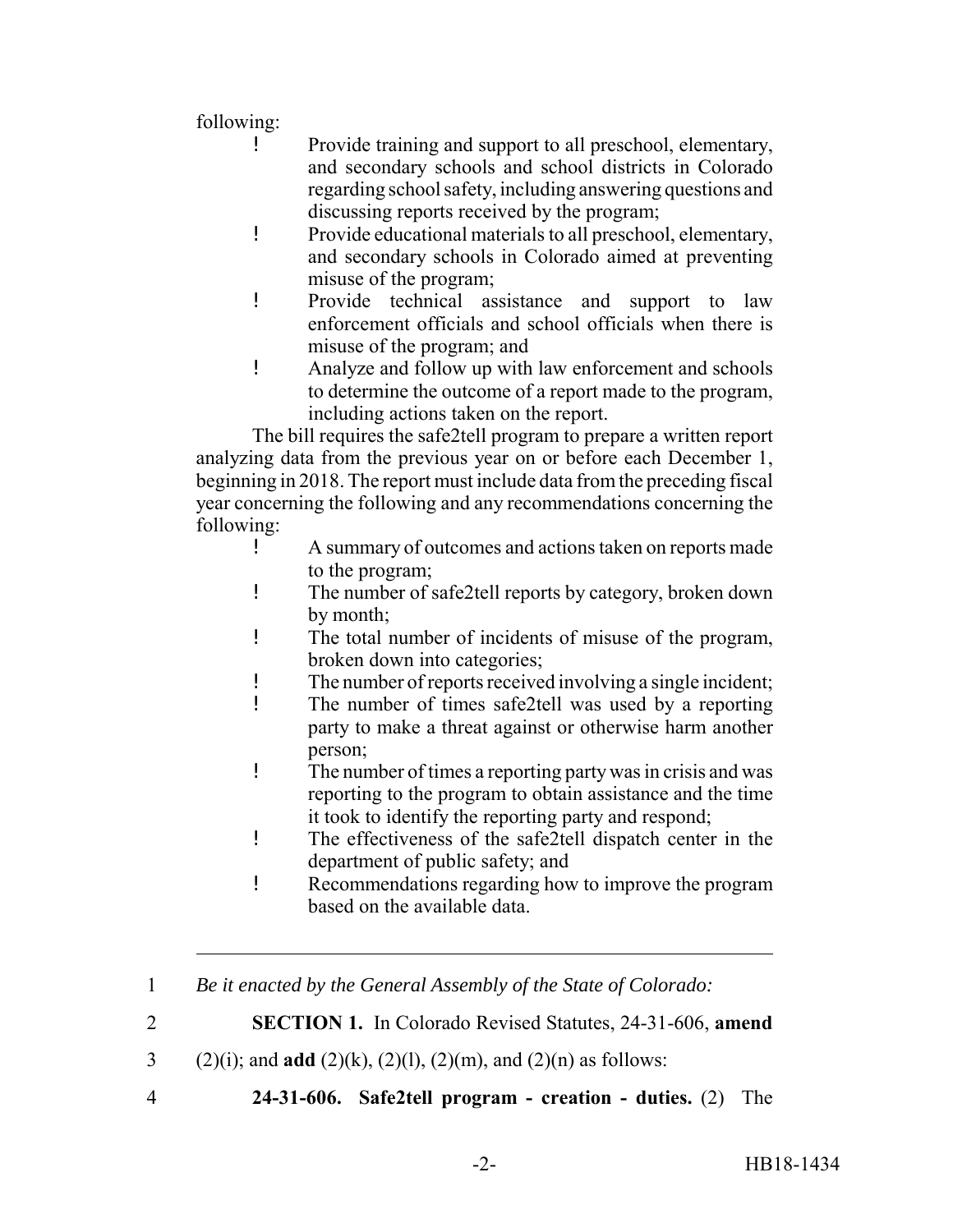following:

- Provide training and support to all preschool, elementary, and secondary schools and school districts in Colorado regarding school safety, including answering questions and discussing reports received by the program;
- Provide educational materials to all preschool, elementary, and secondary schools in Colorado aimed at preventing misuse of the program;
- Provide technical assistance and support to law enforcement officials and school officials when there is misuse of the program; and
- Analyze and follow up with law enforcement and schools to determine the outcome of a report made to the program, including actions taken on the report.

The bill requires the safe2tell program to prepare a written report analyzing data from the previous year on or before each December 1, beginning in 2018. The report must include data from the preceding fiscal year concerning the following and any recommendations concerning the following:

- A summary of outcomes and actions taken on reports made to the program;
- The number of safe2tell reports by category, broken down by month;
- The total number of incidents of misuse of the program, broken down into categories;
- The number of reports received involving a single incident;
- The number of times safe2tell was used by a reporting party to make a threat against or otherwise harm another person;
- The number of times a reporting party was in crisis and was reporting to the program to obtain assistance and the time it took to identify the reporting party and respond;
- The effectiveness of the safe2tell dispatch center in the department of public safety; and
- Recommendations regarding how to improve the program based on the available data.

---

1 *Be it enacted by the General Assembly of the State of Colorado:*

2 **SECTION 1.** In Colorado Revised Statutes, 24-31-606, **amend**

3 (2)(i); and **add** (2)(k), (2)(l), (2)(m), and (2)(n) as follows:

4 **24-31-606. Safe2tell program - creation - duties.** (2) The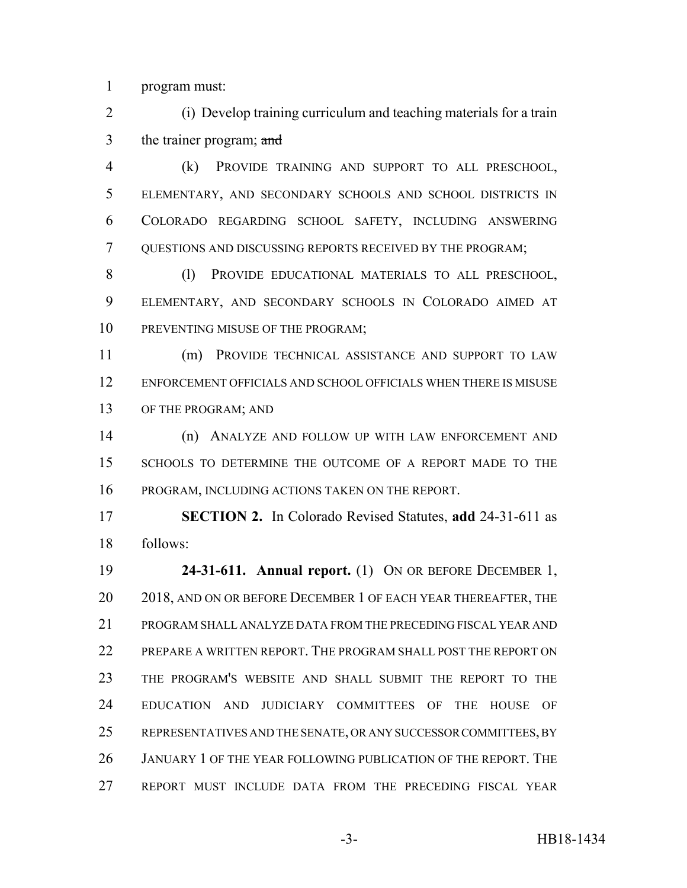program must:

(j) Develop training curriculum and teaching materials for a train the trainer program; ~~and~~

(k) PROVIDE TRAINING AND SUPPORT TO ALL PRESCHOOL, ELEMENTARY, AND SECONDARY SCHOOLS AND SCHOOL DISTRICTS IN COLORADO REGARDING SCHOOL SAFETY, INCLUDING ANSWERING QUESTIONS AND DISCUSSING REPORTS RECEIVED BY THE PROGRAM;

(l) PROVIDE EDUCATIONAL MATERIALS TO ALL PRESCHOOL, ELEMENTARY, AND SECONDARY SCHOOLS IN COLORADO AIMED AT PREVENTING MISUSE OF THE PROGRAM;

(m) PROVIDE TECHNICAL ASSISTANCE AND SUPPORT TO LAW ENFORCEMENT OFFICIALS AND SCHOOL OFFICIALS WHEN THERE IS MISUSE OF THE PROGRAM; AND

(n) ANALYZE AND FOLLOW UP WITH LAW ENFORCEMENT AND SCHOOLS TO DETERMINE THE OUTCOME OF A REPORT MADE TO THE PROGRAM, INCLUDING ACTIONS TAKEN ON THE REPORT.

**SECTION 2.** In Colorado Revised Statutes, **add** 24-31-611 as follows:

**24-31-611. Annual report.** (1) ON OR BEFORE DECEMBER 1, 2018, AND ON OR BEFORE DECEMBER 1 OF EACH YEAR THEREAFTER, THE PROGRAM SHALL ANALYZE DATA FROM THE PRECEDING FISCAL YEAR AND PREPARE A WRITTEN REPORT. THE PROGRAM SHALL POST THE REPORT ON THE PROGRAM'S WEBSITE AND SHALL SUBMIT THE REPORT TO THE EDUCATION AND JUDICIARY COMMITTEES OF THE HOUSE OF REPRESENTATIVES AND THE SENATE, OR ANY SUCCESSOR COMMITTEES, BY JANUARY 1 OF THE YEAR FOLLOWING PUBLICATION OF THE REPORT. THE REPORT MUST INCLUDE DATA FROM THE PRECEDING FISCAL YEAR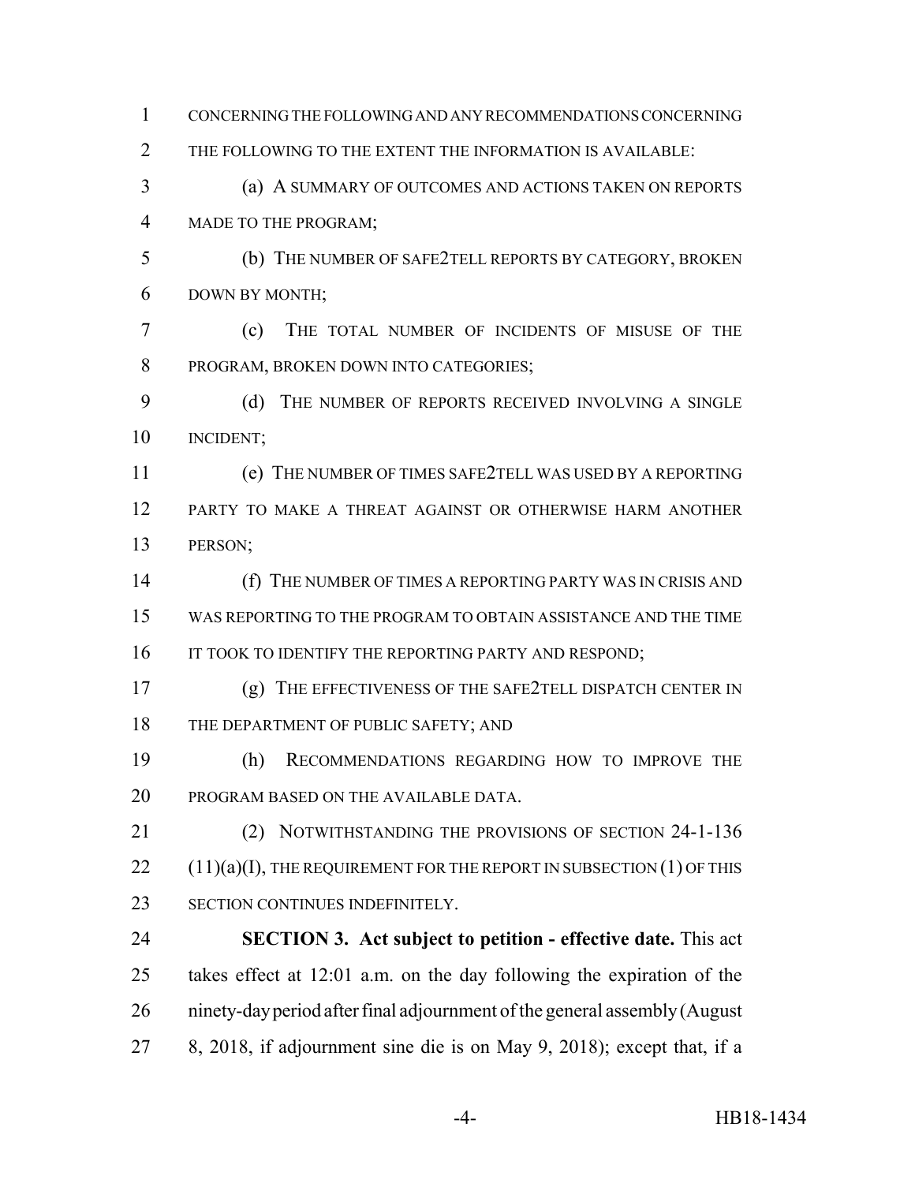CONCERNING THE FOLLOWING AND ANY RECOMMENDATIONS CONCERNING THE FOLLOWING TO THE EXTENT THE INFORMATION IS AVAILABLE:

(a) A SUMMARY OF OUTCOMES AND ACTIONS TAKEN ON REPORTS MADE TO THE PROGRAM;

(b) THE NUMBER OF SAFE2TELL REPORTS BY CATEGORY, BROKEN DOWN BY MONTH;

(c) THE TOTAL NUMBER OF INCIDENTS OF MISUSE OF THE PROGRAM, BROKEN DOWN INTO CATEGORIES;

(d) THE NUMBER OF REPORTS RECEIVED INVOLVING A SINGLE INCIDENT;

(e) THE NUMBER OF TIMES SAFE2TELL WAS USED BY A REPORTING PARTY TO MAKE A THREAT AGAINST OR OTHERWISE HARM ANOTHER PERSON;

(f) THE NUMBER OF TIMES A REPORTING PARTY WAS IN CRISIS AND WAS REPORTING TO THE PROGRAM TO OBTAIN ASSISTANCE AND THE TIME IT TOOK TO IDENTIFY THE REPORTING PARTY AND RESPOND;

(g) THE EFFECTIVENESS OF THE SAFE2TELL DISPATCH CENTER IN THE DEPARTMENT OF PUBLIC SAFETY; AND

(h) RECOMMENDATIONS REGARDING HOW TO IMPROVE THE PROGRAM BASED ON THE AVAILABLE DATA.

(2) NOTWITHSTANDING THE PROVISIONS OF SECTION 24-1-136 (11)(a)(I), THE REQUIREMENT FOR THE REPORT IN SUBSECTION (1) OF THIS SECTION CONTINUES INDEFINITELY.

**SECTION 3. Act subject to petition - effective date.** This act takes effect at 12:01 a.m. on the day following the expiration of the ninety-day period after final adjournment of the general assembly (August 8, 2018, if adjournment sine die is on May 9, 2018); except that, if a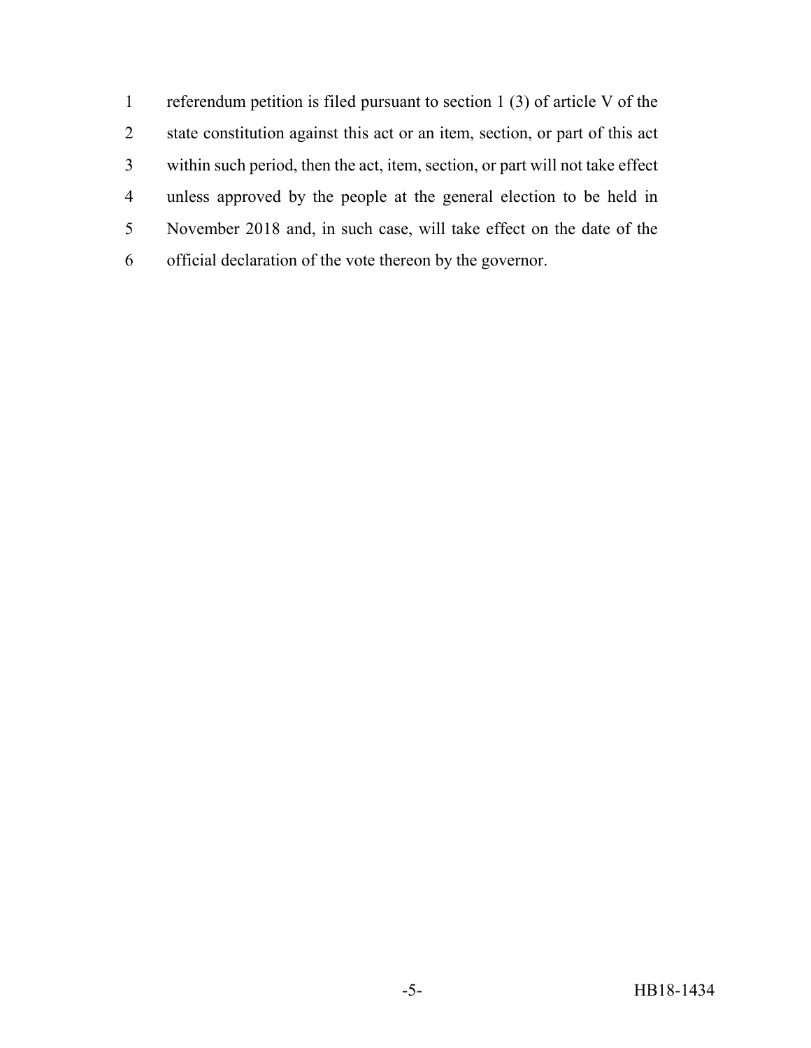referendum petition is filed pursuant to section 1 (3) of article V of the state constitution against this act or an item, section, or part of this act within such period, then the act, item, section, or part will not take effect unless approved by the people at the general election to be held in November 2018 and, in such case, will take effect on the date of the official declaration of the vote thereon by the governor.